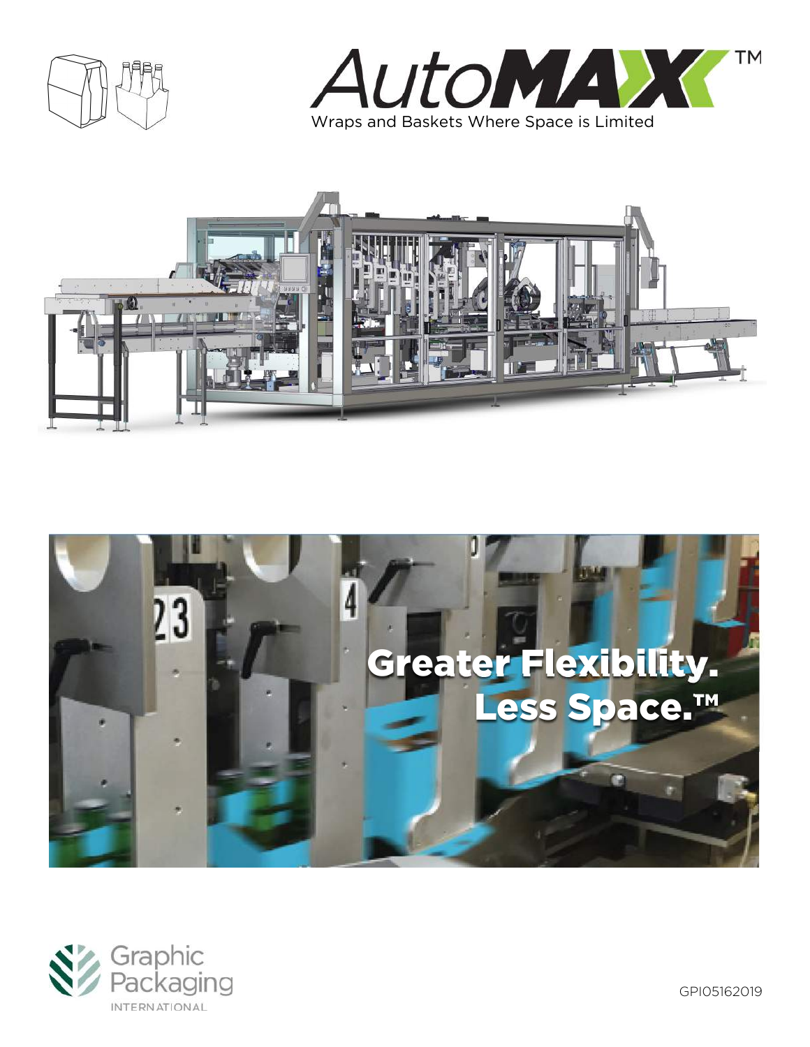# AutoMAX™

Wraps and Baskets Where Space is Limited

Greater Flexibility. Less Space.™

Graphic Packaging INTERNATIONAL

GPI05162019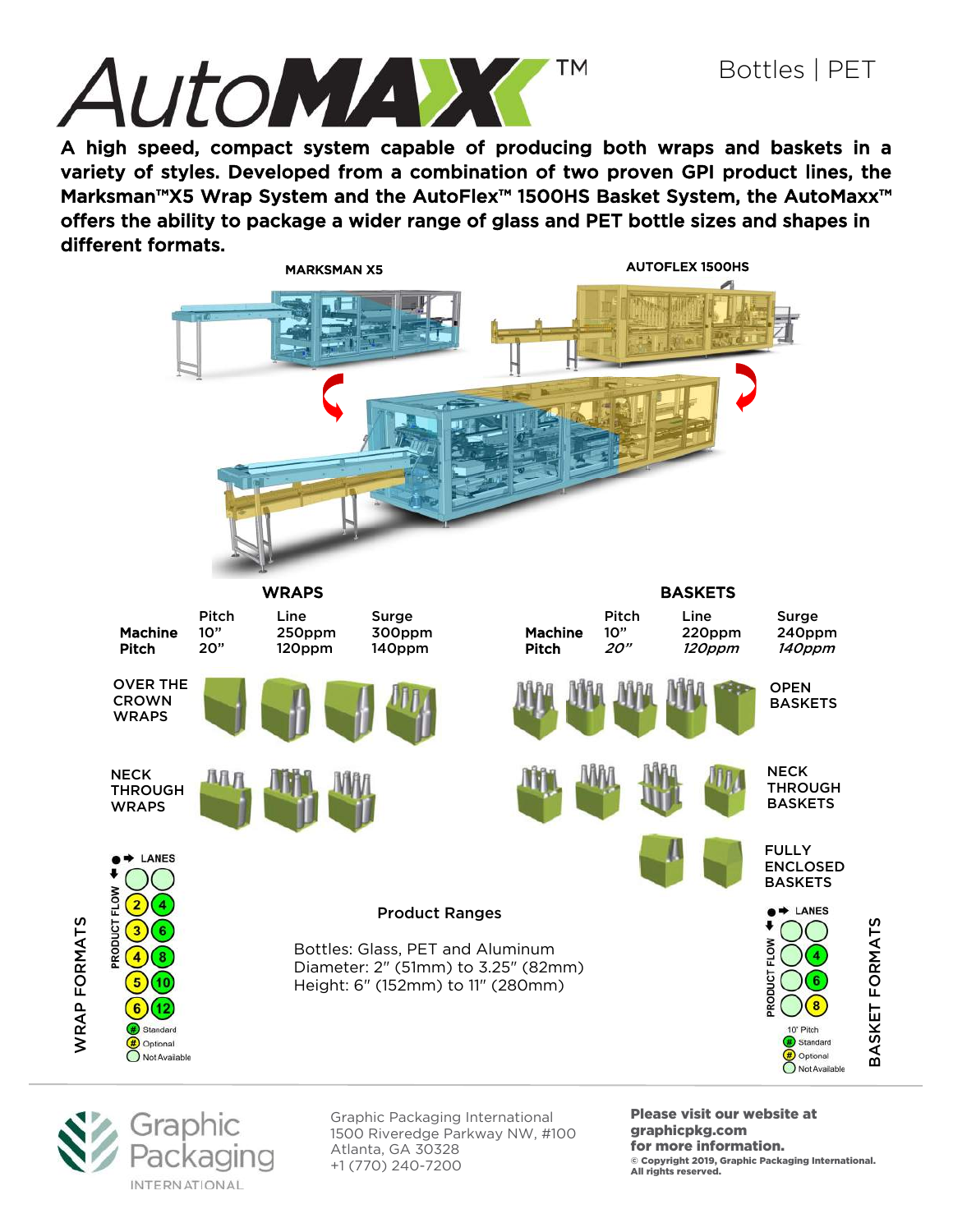# AutoMAXX™

Bottles | PET

**A high speed, compact system capable of producing both wraps and baskets in a variety of styles. Developed from a combination of two proven GPI product lines, the Marksman™X5 Wrap System and the AutoFlex™ 1500HS Basket System, the AutoMaxx™ offers the ability to package a wider range of glass and PET bottle sizes and shapes in different formats.**

MARKSMAN X5

AUTOFLEX 1500HS

## WRAPS

| Machine Pitch | Pitch | Line | Surge |
|---|---|---|---|
| | 10" | 250ppm | 300ppm |
| | 20" | 120ppm | 140ppm |

OVER THE CROWN WRAPS

NECK THROUGH WRAPS

## BASKETS

| Machine Pitch | Pitch | Line | Surge |
|---|---|---|---|
| | 10" | 220ppm | 240ppm |
| | *20"* | *120ppm* | *140ppm* |

OPEN BASKETS

NECK THROUGH BASKETS

FULLY ENCLOSED BASKETS

## WRAP FORMATS

LANES / PRODUCT FLOW

| | |
|---|---|
| (Not Available) | (Not Available) |
| 2 (Optional) | 4 (Standard) |
| 3 (Optional) | 6 (Standard) |
| 4 (Optional) | 8 (Standard) |
| 5 (Optional) | 10 (Standard) |
| 6 (Optional) | 12 (Standard) |

Standard
Optional
Not Available

## Product Ranges

Bottles: Glass, PET and Aluminum
Diameter: 2" (51mm) to 3.25" (82mm)
Height: 6" (152mm) to 11" (280mm)

## BASKET FORMATS

LANES / PRODUCT FLOW

| | |
|---|---|
| (Not Available) | (Not Available) |
| (Not Available) | 4 (Standard) |
| (Not Available) | 6 (Standard) |
| (Not Available) | 8 (Optional) |

10" Pitch
Standard
Optional
Not Available

Graphic Packaging International

Graphic Packaging International
1500 Riveredge Parkway NW, #100
Atlanta, GA 30328
+1 (770) 240-7200

**Please visit our website at graphicpkg.com for more information.**

**© Copyright 2019, Graphic Packaging International. All rights reserved.**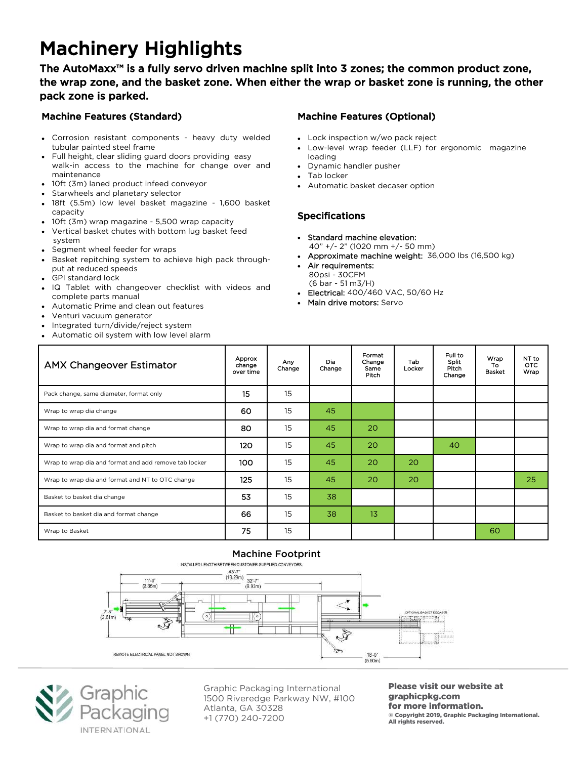# Machinery Highlights

**The AutoMaxx™ is a fully servo driven machine split into 3 zones; the common product zone, the wrap zone, and the basket zone. When either the wrap or basket zone is running, the other pack zone is parked.**

## Machine Features (Standard)

- Corrosion resistant components - heavy duty welded tubular painted steel frame
- Full height, clear sliding guard doors providing easy walk-in access to the machine for change over and maintenance
- 10ft (3m) laned product infeed conveyor
- Starwheels and planetary selector
- 18ft (5.5m) low level basket magazine - 1,600 basket capacity
- 10ft (3m) wrap magazine - 5,500 wrap capacity
- Vertical basket chutes with bottom lug basket feed system
- Segment wheel feeder for wraps
- Basket repitching system to achieve high pack through-put at reduced speeds
- GPI standard lock
- IQ Tablet with changeover checklist with videos and complete parts manual
- Automatic Prime and clean out features
- Venturi vacuum generator
- Integrated turn/divide/reject system
- Automatic oil system with low level alarm

## Machine Features (Optional)

- Lock inspection w/wo pack reject
- Low-level wrap feeder (LLF) for ergonomic magazine loading
- Dynamic handler pusher
- Tab locker
- Automatic basket decaser option

## Specifications

- **Standard machine elevation:** 40" +/- 2" (1020 mm +/- 50 mm)
- **Approximate machine weight:** 36,000 lbs (16,500 kg)
- **Air requirements:** 80psi - 30CFM (6 bar - 51 m3/H)
- **Electrical:** 400/460 VAC, 50/60 Hz
- **Main drive motors:** Servo

| AMX Changeover Estimator | Approx change over time | Any Change | Dia Change | Format Change Same Pitch | Tab Locker | Full to Split Pitch Change | Wrap To Basket | NT to OTC Wrap |
|---|---|---|---|---|---|---|---|---|
| Pack change, same diameter, format only | 15 | 15 | | | | | | |
| Wrap to wrap dia change | 60 | 15 | 45 | | | | | |
| Wrap to wrap dia and format change | 80 | 15 | 45 | 20 | | | | |
| Wrap to wrap dia and format and pitch | 120 | 15 | 45 | 20 | | 40 | | |
| Wrap to wrap dia and format and add remove tab locker | 100 | 15 | 45 | 20 | 20 | | | |
| Wrap to wrap dia and format and NT to OTC change | 125 | 15 | 45 | 20 | 20 | | | 25 |
| Basket to basket dia change | 53 | 15 | 38 | | | | | |
| Basket to basket dia and format change | 66 | 15 | 38 | 13 | | | | |
| Wrap to Basket | 75 | 15 | | | | | 60 | |

## Machine Footprint

INSTALLED LENGTH BETWEEN CUSTOMER SUPPLIED CONVEYORS

43'-7" (13.29m)

11'-0" (3.35m)

32'-7" (9.93m)

7'-5" (2.61m)

OPTIONAL BASKET DECASER

REMOTE ELECTRICAL PANEL NOT SHOWN

18'-0" (5.50m)

Graphic Packaging International
1500 Riveredge Parkway NW, #100
Atlanta, GA 30328
+1 (770) 240-7200

**Please visit our website at graphicpkg.com for more information.**

**© Copyright 2019, Graphic Packaging International. All rights reserved.**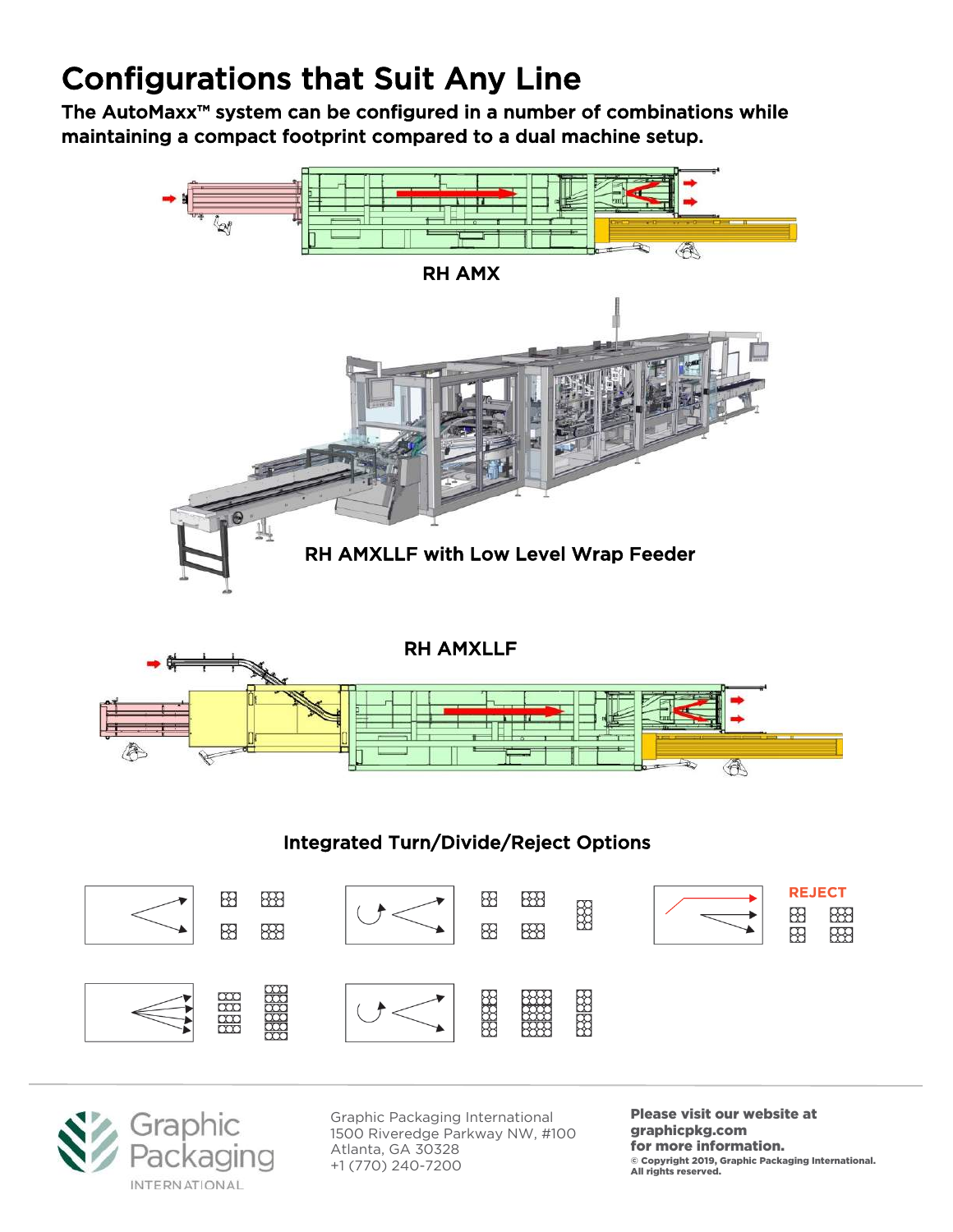# Configurations that Suit Any Line

**The AutoMaxx™ system can be configured in a number of combinations while maintaining a compact footprint compared to a dual machine setup.**

RH AMX

RH AMXLLF with Low Level Wrap Feeder

RH AMXLLF

## Integrated Turn/Divide/Reject Options

REJECT

Graphic Packaging International
1500 Riveredge Parkway NW, #100
Atlanta, GA 30328
+1 (770) 240-7200

**Please visit our website at graphicpkg.com for more information.**

**© Copyright 2019, Graphic Packaging International. All rights reserved.**